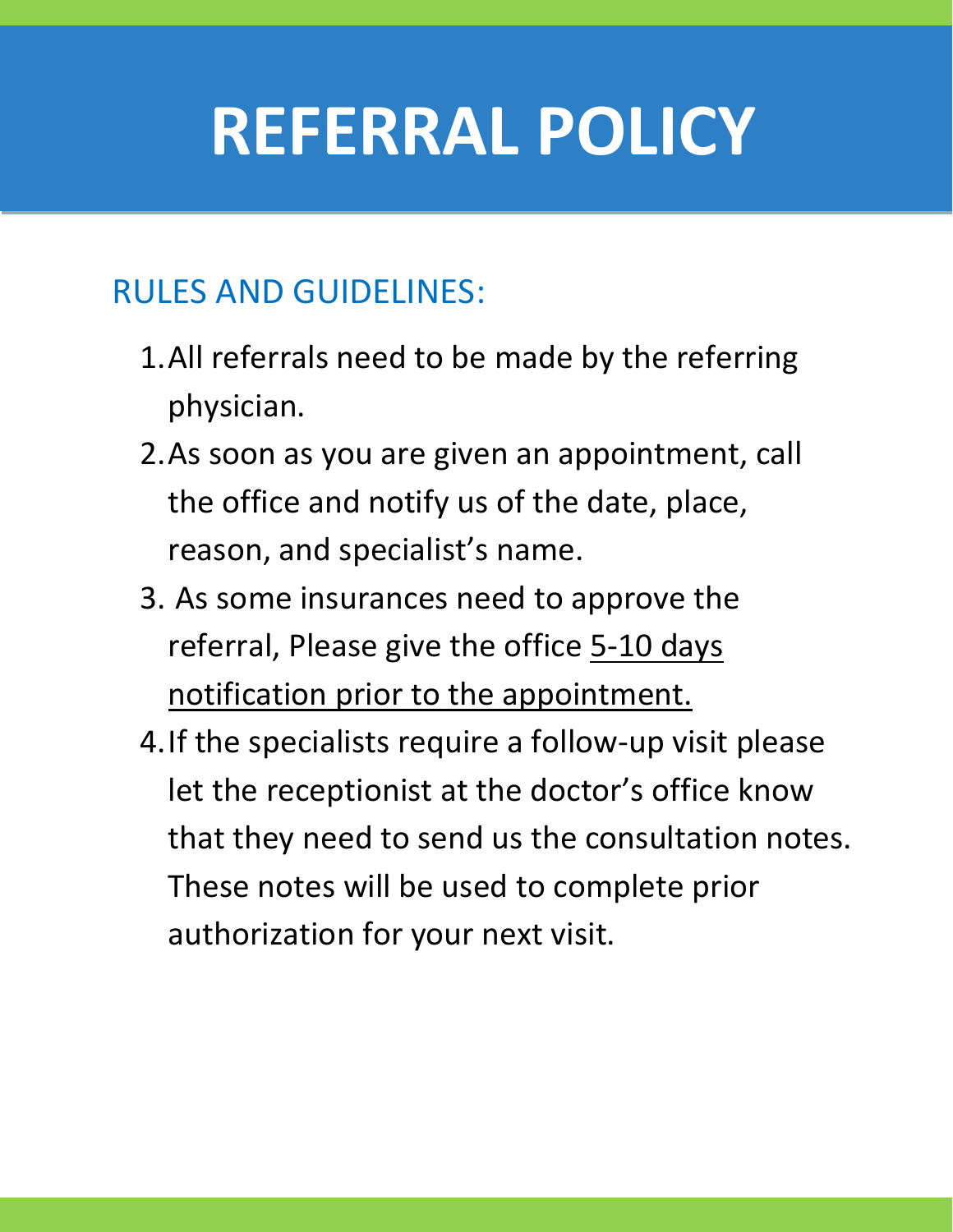# REFERRAL POLICY

## RULES AND GUIDELINES:

1. All referrals need to be made by the referring physician.
2. As soon as you are given an appointment, call the office and notify us of the date, place, reason, and specialist's name.
3. As some insurances need to approve the referral, Please give the office <u>5-10 days notification prior to the appointment.</u>
4. If the specialists require a follow-up visit please let the receptionist at the doctor's office know that they need to send us the consultation notes. These notes will be used to complete prior authorization for your next visit.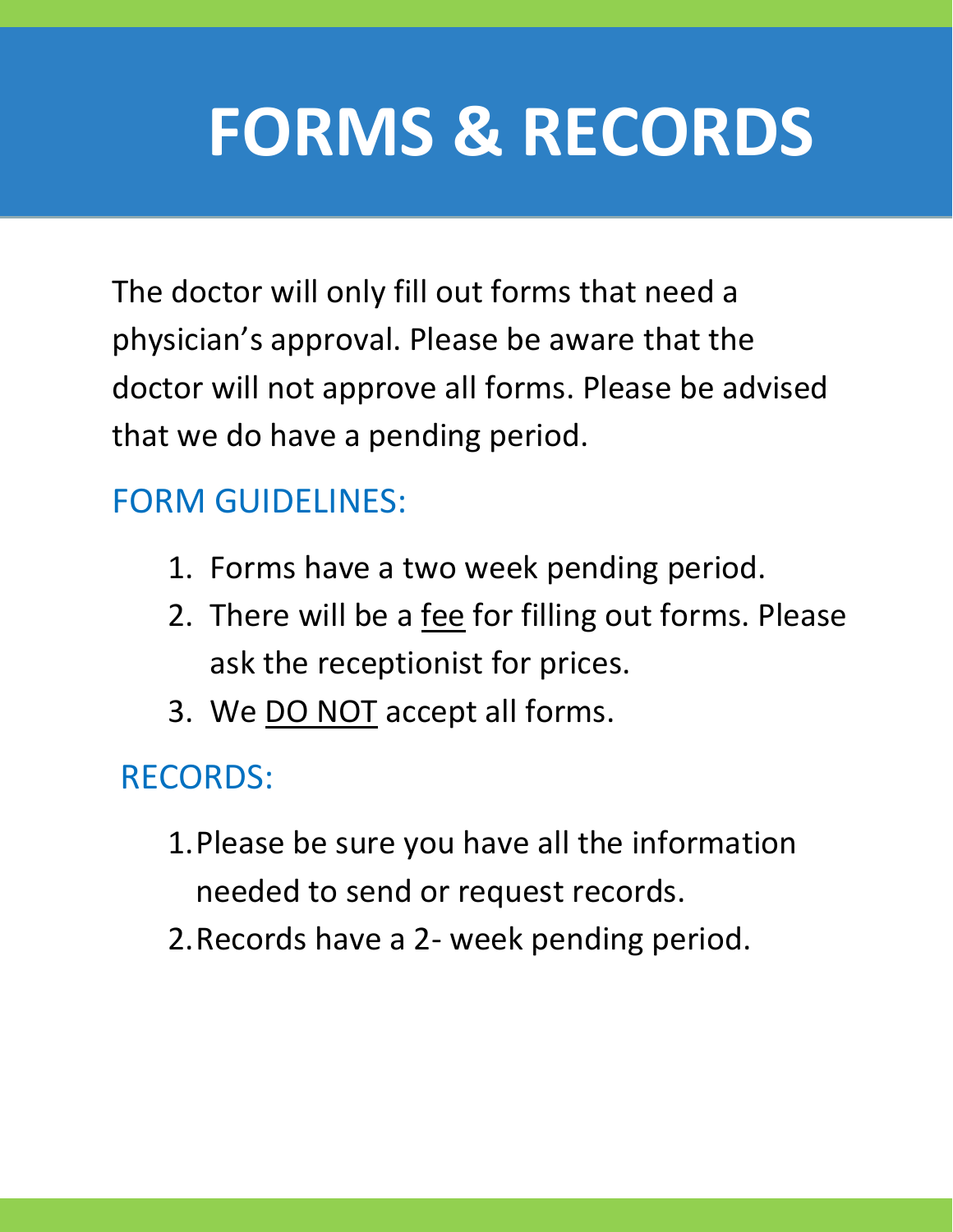# FORMS & RECORDS

The doctor will only fill out forms that need a physician's approval. Please be aware that the doctor will not approve all forms. Please be advised that we do have a pending period.

## FORM GUIDELINES:

1. Forms have a two week pending period.
2. There will be a <u>fee</u> for filling out forms. Please ask the receptionist for prices.
3. We <u>DO NOT</u> accept all forms.

## RECORDS:

1. Please be sure you have all the information needed to send or request records.
2. Records have a 2- week pending period.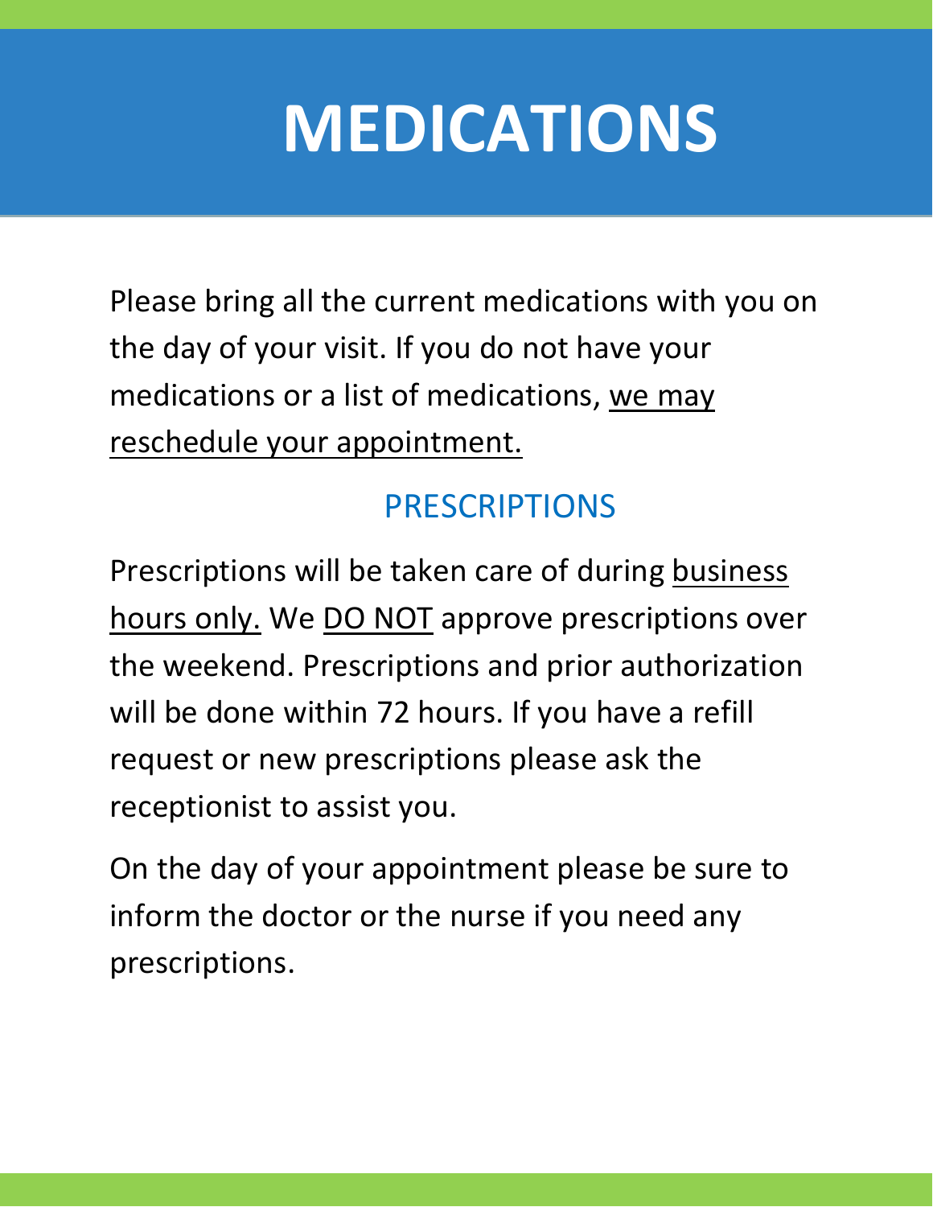# MEDICATIONS

Please bring all the current medications with you on the day of your visit. If you do not have your medications or a list of medications, <u>we may reschedule your appointment.</u>

## PRESCRIPTIONS

Prescriptions will be taken care of during <u>business hours only.</u> We <u>DO NOT</u> approve prescriptions over the weekend. Prescriptions and prior authorization will be done within 72 hours. If you have a refill request or new prescriptions please ask the receptionist to assist you.

On the day of your appointment please be sure to inform the doctor or the nurse if you need any prescriptions.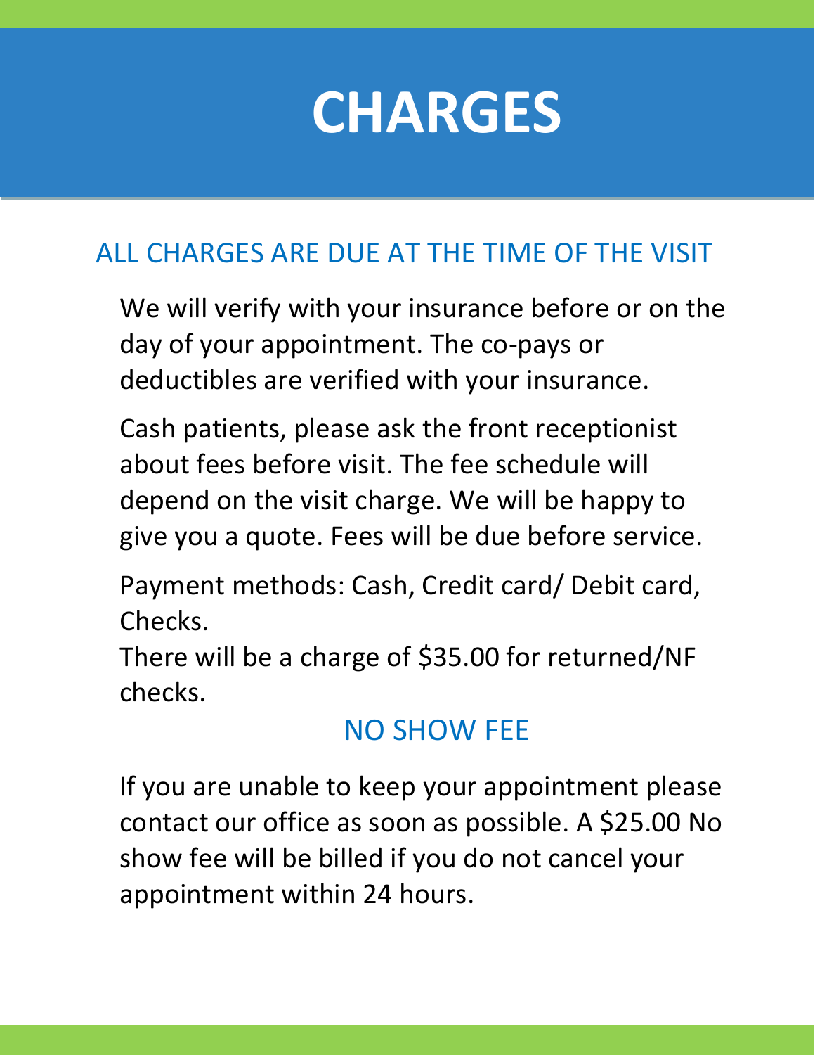# CHARGES

## ALL CHARGES ARE DUE AT THE TIME OF THE VISIT

We will verify with your insurance before or on the day of your appointment. The co-pays or deductibles are verified with your insurance.

Cash patients, please ask the front receptionist about fees before visit. The fee schedule will depend on the visit charge. We will be happy to give you a quote. Fees will be due before service.

Payment methods: Cash, Credit card/ Debit card, Checks.
There will be a charge of $35.00 for returned/NF checks.

## NO SHOW FEE

If you are unable to keep your appointment please contact our office as soon as possible. A $25.00 No show fee will be billed if you do not cancel your appointment within 24 hours.